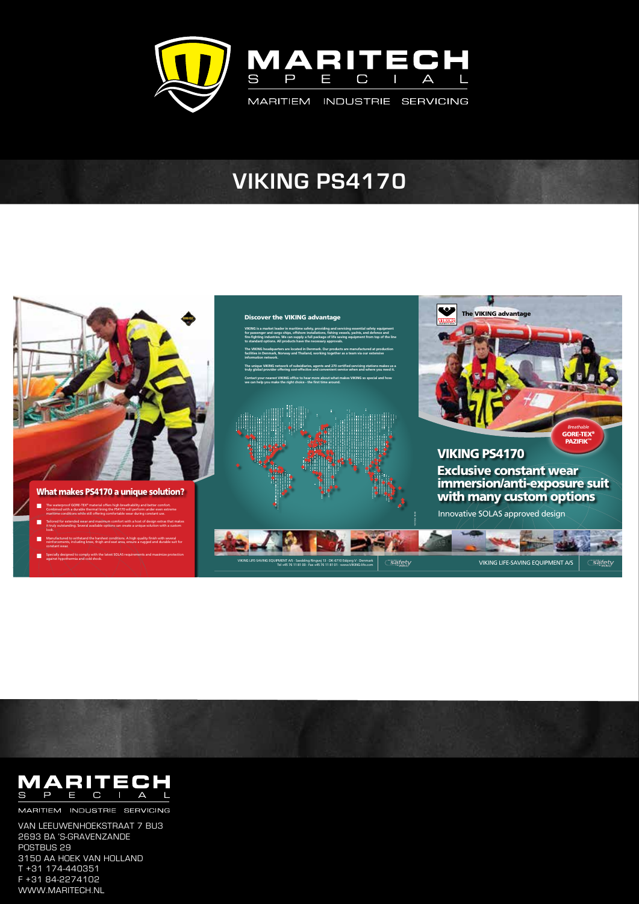# MARITECH SPECIAL

MARITIEM INDUSTRIE SERVICING

# VIKING PS4170

## What makes PS4170 a unique solution?

- The waterproof GORE-TEX® material offers high breathability and better comfort. Combined with a durable thermal lining the PS4170 will perform under even extreme maritime conditions while still offering comfortable wear during constant use.
- Tailored for extended wear and maximum comfort with a host of design extras that makes it truly outstanding. Several available options can create a unique solution with a custom look.
- Manufactured to withstand the harshest conditions. A high quality finish with several reinforcements, including knee, thigh and seat area, ensure a rugged and durable suit for constant wear.
- Specially designed to comply with the latest SOLAS requirements and maximize protection against hypothermia and cold shock.

## Discover the VIKING advantage

VIKING is a market leader in maritime safety, providing and servicing essential safety equipment for passenger and cargo ships, offshore installations, fishing vessels, yachts, and defence and fire-fighting industries. We can supply a full package of life saving equipment from top of the line to standard options. All products have the necessary approvals.

The VIKING headquarters are located in Denmark. Our products are manufactured at production facilities in Denmark, Norway and Thailand, working together as a team via our extensive information network.

The unique VIKING network of subsidiaries, agents and 270 certified servicing stations makes us a truly global provider offering cost-effective and convenient service when and where you need it.

Contact your nearest VIKING office to hear more about what makes VIKING so special and how we can help you make the right choice – the first time around.

VIKING LIFE-SAVING EQUIPMENT A/S · Saedding Ringvej 13 · DK-6710 Esbjerg V · Denmark
Tel +45 76 11 81 00 · Fax +45 76 11 81 01 · www.VIKING-life.com

## The VIKING advantage

Breathable GORE-TEX® PAZIFIK™

## VIKING PS4170

### Exclusive constant wear immersion/anti-exposure suit with many custom options

Innovative SOLAS approved design

VIKING LIFE-SAVING EQUIPMENT A/S

---

MARITECH SPECIAL

MARITIEM INDUSTRIE SERVICING

VAN LEEUWENHOEKSTRAAT 7 BU3
2693 BA 'S-GRAVENZANDE
POSTBUS 29
3150 AA HOEK VAN HOLLAND
T +31 174-440351
F +31 84-2274102
WWW.MARITECH.NL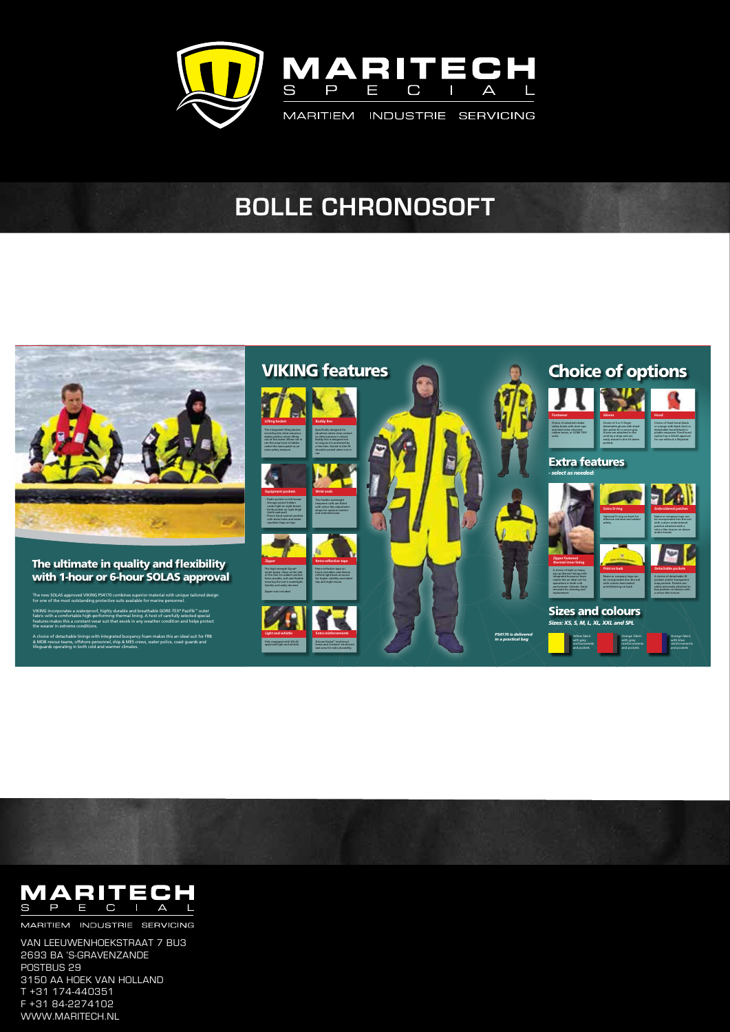# BOLLE CHRONOSOFT

## The ultimate in quality and flexibility with 1-hour or 6-hour SOLAS approval

The new SOLAS approved VIKING PS4170 combines superior material with unique tailored design for one of the most outstanding protective suits available for marine personnel.

VIKING incorporates a waterproof, highly durable and breathable GORE-TEX® Pazific™ outer fabric with a comfortable high-performing thermal lining. A host of carefully selected special features makes this a constant wear suit that excels in any weather condition and helps protect the wearer in extreme conditions.

A choice of detachable linings with integrated buoyancy foam makes this an ideal suit for FRB & MOB rescue teams, offshore personnel, ship & MES crews, water police, coast guards and lifeguards operating in both cold and warmer climates.

## VIKING features

**Lifting becket**

**Buddy line**

**Equipment pockets**

**Wrist seals**

**Zipper**

**Retro-reflective tape**

**Light and whistle**

Fully equipped with SOLAS approved light and whistle.

**Extra reinforcements**

*PS4170 is delivered in a practical bag*

## Choice of options

**Footwear**

**Gloves**

**Hood**

## Extra features

*- select as needed:*

**Zipper fastened thermal inner lining**

**Extra D-ring**

**Embroidered patches**

**Print on back**

**Detachable pockets**

## Sizes and colours

*Sizes: XS, S, M, L, XL, XXL and SPL*

Yellow fabric with grey reinforcements and pockets

Orange fabric with grey reinforcements and pockets

Orange fabric with blue reinforcements and pockets

**MARITECH SPECIAL**

MARITIEM INDUSTRIE SERVICING

VAN LEEUWENHOEKSTRAAT 7 BU3
2693 BA 'S-GRAVENZANDE
POSTBUS 29
3150 AA HOEK VAN HOLLAND
T +31 174-440351
F +31 84-2274102
WWW.MARITECH.NL